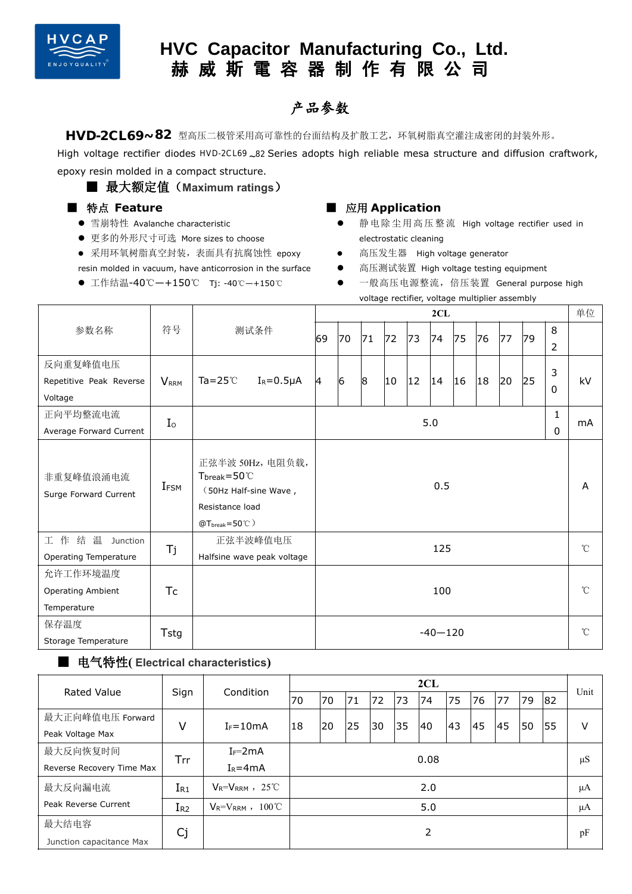# HVC Capacitor Manufacturing Co., Ltd.
# 赫威斯電容器制作有限公司

## 产品参数

**HVD-2CL69~82** 型高压二极管采用高可靠性的台面结构及扩散工艺，环氧树脂真空灌注成密闭的封装外形。

High voltage rectifier diodes HVD-2CL69~82 Series adopts high reliable mesa structure and diffusion craftwork, epoxy resin molded in a compact structure.

### ■ 最大额定值（Maximum ratings）

### ■ 特点 Feature

- 雪崩特性 Avalanche characteristic
- 更多的外形尺寸可选 More sizes to choose
- 采用环氧树脂真空封装，表面具有抗腐蚀性 epoxy resin molded in vacuum, have anticorrosion in the surface
- 工作结温-40℃—+150℃ Tj: -40℃—+150℃

### ■ 应用 Application

- 静电除尘用高压整流 High voltage rectifier used in electrostatic cleaning
- 高压发生器 High voltage generator
- 高压测试装置 High voltage testing equipment
- 一般高压电源整流，倍压装置 General purpose high voltage rectifier, voltage multiplier assembly

| 参数名称 | 符号 | 测试条件 | 2CL | | | | | | | | | | | 单位 |
|---|---|---|---|---|---|---|---|---|---|---|---|---|---|---|
| | | | 69 | 70 | 71 | 72 | 73 | 74 | 75 | 76 | 77 | 79 | 82 | |
| 反向重复峰值电压 Repetitive Peak Reverse Voltage | $V_{RRM}$ | Ta=25℃ $I_R$=0.5μA | 4 | 6 | 8 | 10 | 12 | 14 | 16 | 18 | 20 | 25 | 30 | kV |
| 正向平均整流电流 Average Forward Current | $I_O$ | | 5.0 | | | | | | | | | | 10 | mA |
| 非重复峰值浪涌电流 Surge Forward Current | $I_{FSM}$ | 正弦半波 50Hz，电阻负载，$T_{break}$=50℃（50Hz Half-sine Wave，Resistance load @$T_{break}$=50℃） | 0.5 | | | | | | | | | | | A |
| 工作结温 Junction Operating Temperature | Tj | 正弦半波峰值电压 Halfsine wave peak voltage | 125 | | | | | | | | | | | ℃ |
| 允许工作环境温度 Operating Ambient Temperature | Tc | | 100 | | | | | | | | | | | ℃ |
| 保存温度 Storage Temperature | Tstg | | -40—120 | | | | | | | | | | | ℃ |

### ■ 电气特性( Electrical characteristics)

| Rated Value | Sign | Condition | 2CL | | | | | | | | | | | Unit |
|---|---|---|---|---|---|---|---|---|---|---|---|---|---|---|
| | | | 70 | 70 | 71 | 72 | 73 | 74 | 75 | 76 | 77 | 79 | 82 | |
| 最大正向峰值电压 Forward Peak Voltage Max | V | $I_F$=10mA | 18 | 20 | 25 | 30 | 35 | 40 | 43 | 45 | 45 | 50 | 55 | V |
| 最大反向恢复时间 Reverse Recovery Time Max | Trr | $I_F$=2mA $I_R$=4mA | 0.08 | | | | | | | | | | | µS |
| 最大反向漏电流 Peak Reverse Current | $I_{R1}$ | $V_R$=$V_{RRM}$，25℃ | 2.0 | | | | | | | | | | | µA |
| | $I_{R2}$ | $V_R$=$V_{RRM}$，100℃ | 5.0 | | | | | | | | | | | µA |
| 最大结电容 Junction capacitance Max | Cj | | 2 | | | | | | | | | | | pF |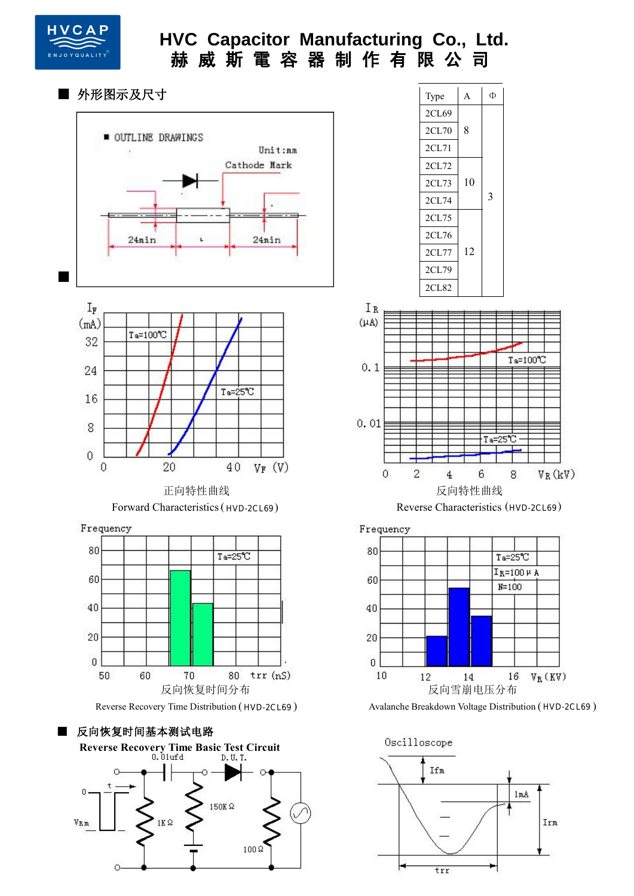# HVC Capacitor Manufacturing Co., Ltd.
# 赫 威 斯 電 容 器 制 作 有 限 公 司

■ 外形图示及尺寸

■ OUTLINE DRAWINGS

Unit:mm

Cathode Mark

24min L 24min

| Type | A | Φ |
|---|---|---|
| 2CL69 | 8 | 3 |
| 2CL70 | | |
| 2CL71 | | |
| 2CL72 | 10 | |
| 2CL73 | | |
| 2CL74 | | |
| 2CL75 | 12 | |
| 2CL76 | | |
| 2CL77 | | |
| 2CL79 | | |
| 2CL82 | | |

■

$I_F$ (mA)

32 24 16 8 0

0 20 40 $V_F$ (V)

Ta=100℃

Ta=25℃

正向特性曲线

Forward Characteristics (HVD-2CL69)

$I_R$ (μA)

0.1 0.01

0 2 4 6 8 $V_R$(kV)

Ta=100℃

Ta=25℃

反向特性曲线

Reverse Characteristics (HVD-2CL69)

Frequency

80 60 40 20 0

50 60 70 80 trr (nS)

Ta=25℃

反向恢复时间分布

Reverse Recovery Time Distribution (HVD-2CL69)

Frequency

80 60 40 20 0

10 12 14 16 $V_R$(KV)

Ta=25℃

$I_R$=100μA

N=100

反向雪崩电压分布

Avalanche Breakdown Voltage Distribution (HVD-2CL69)

■ 反向恢复时间基本测试电路

**Reverse Recovery Time Basic Test Circuit**

0.01ufd D.U.T.

0 t $V_{Rm}$

1KΩ 150KΩ 100Ω

Oscilloscope

Ifm

1mA

Irm

trr